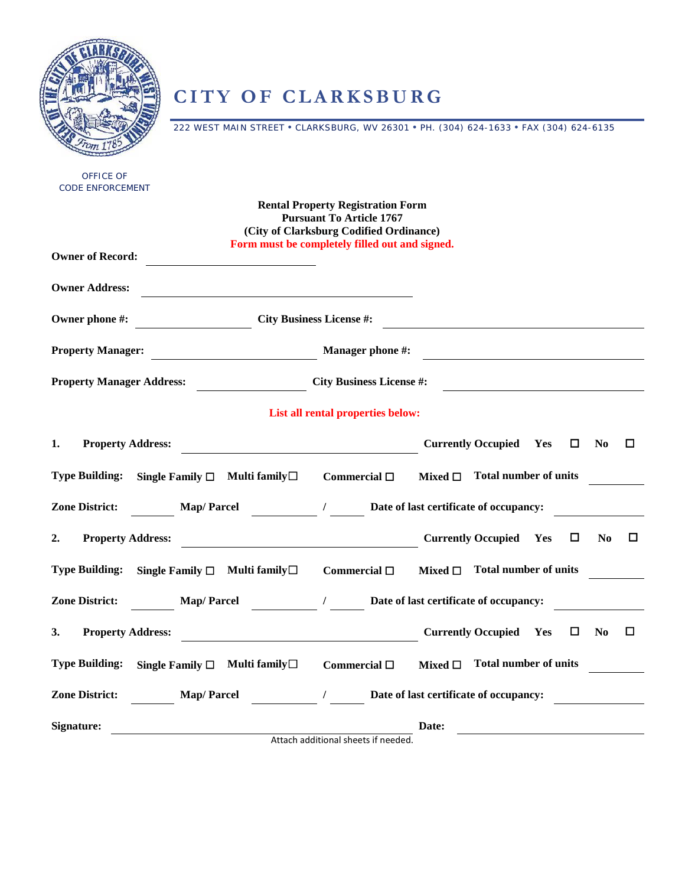# CITY OF CLARKSBURG

222 WEST MAIN STREET • CLARKSBURG, WV 26301 • PH. (304) 624-1633 • FAX (304) 624-6135

OFFICE OF
CODE ENFORCEMENT

**Rental Property Registration Form**
**Pursuant To Article 1767**
**(City of Clarksburg Codified Ordinance)**
**Form must be completely filled out and signed.**

**Owner of Record:** ______________________

**Owner Address:** ______________________

**Owner phone #:** ______________ **City Business License #:** ______________

**Property Manager:** ______________ **Manager phone #:** ______________

**Property Manager Address:** ______________ **City Business License #:** ______________

**List all rental properties below:**

**1. Property Address:** ______________________ **Currently Occupied Yes** ☐ **No** ☐

**Type Building: Single Family** ☐ **Multi family** ☐ **Commercial** ☐ **Mixed** ☐ **Total number of units** ________

**Zone District:** ________ **Map/ Parcel** ________ / ________ **Date of last certificate of occupancy:** ________

**2. Property Address:** ______________________ **Currently Occupied Yes** ☐ **No** ☐

**Type Building: Single Family** ☐ **Multi family** ☐ **Commercial** ☐ **Mixed** ☐ **Total number of units** ________

**Zone District:** ________ **Map/ Parcel** ________ / ________ **Date of last certificate of occupancy:** ________

**3. Property Address:** ______________________ **Currently Occupied Yes** ☐ **No** ☐

**Type Building: Single Family** ☐ **Multi family** ☐ **Commercial** ☐ **Mixed** ☐ **Total number of units** ________

**Zone District:** ________ **Map/ Parcel** ________ / ________ **Date of last certificate of occupancy:** ________

**Signature:** ______________________ **Date:** ______________

Attach additional sheets if needed.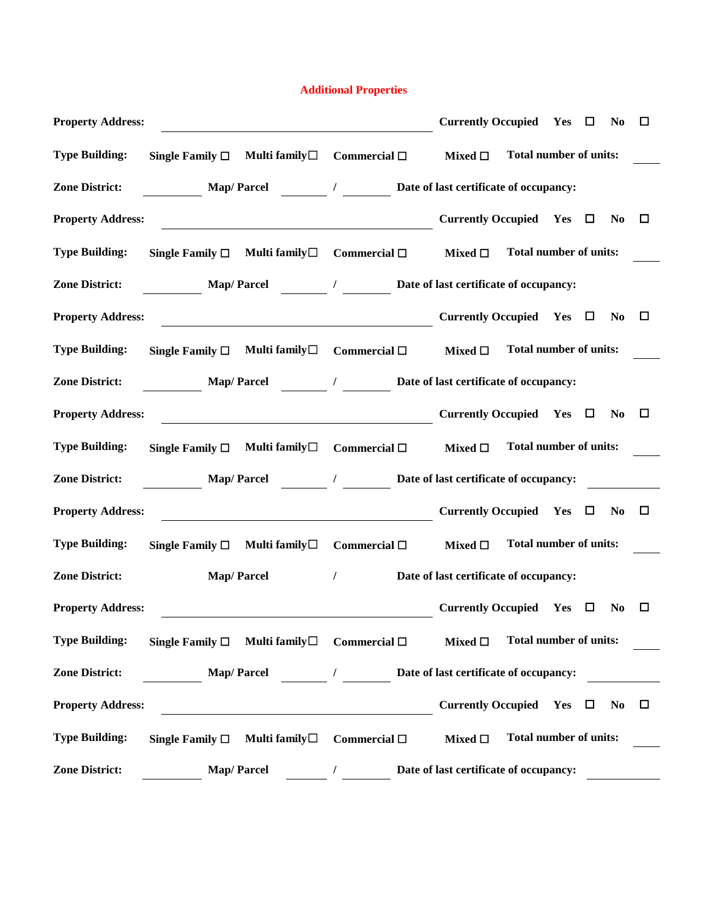## Additional Properties

**Property Address:** ______________________ **Currently Occupied Yes** ☐ **No** ☐

**Type Building:** **Single Family** ☐ **Multi family**☐ **Commercial** ☐ **Mixed** ☐ **Total number of units:** ____

**Zone District:** ________ **Map/ Parcel** ______ / ______ **Date of last certificate of occupancy:**

**Property Address:** ______________________ **Currently Occupied Yes** ☐ **No** ☐

**Type Building:** **Single Family** ☐ **Multi family**☐ **Commercial** ☐ **Mixed** ☐ **Total number of units:** ____

**Zone District:** ________ **Map/ Parcel** ______ / ______ **Date of last certificate of occupancy:**

**Property Address:** ______________________ **Currently Occupied Yes** ☐ **No** ☐

**Type Building:** **Single Family** ☐ **Multi family**☐ **Commercial** ☐ **Mixed** ☐ **Total number of units:** ____

**Zone District:** ________ **Map/ Parcel** ______ / ______ **Date of last certificate of occupancy:**

**Property Address:** ______________________ **Currently Occupied Yes** ☐ **No** ☐

**Type Building:** **Single Family** ☐ **Multi family**☐ **Commercial** ☐ **Mixed** ☐ **Total number of units:** ____

**Zone District:** ________ **Map/ Parcel** ______ / ______ **Date of last certificate of occupancy:** ________

**Property Address:** ______________________ **Currently Occupied Yes** ☐ **No** ☐

**Type Building:** **Single Family** ☐ **Multi family**☐ **Commercial** ☐ **Mixed** ☐ **Total number of units:** ____

**Zone District:** **Map/ Parcel** / **Date of last certificate of occupancy:**

**Property Address:** ______________________ **Currently Occupied Yes** ☐ **No** ☐

**Type Building:** **Single Family** ☐ **Multi family**☐ **Commercial** ☐ **Mixed** ☐ **Total number of units:** ____

**Zone District:** ________ **Map/ Parcel** ______ / ______ **Date of last certificate of occupancy:** ________

**Property Address:** ______________________ **Currently Occupied Yes** ☐ **No** ☐

**Type Building:** **Single Family** ☐ **Multi family**☐ **Commercial** ☐ **Mixed** ☐ **Total number of units:** ____

**Zone District:** ________ **Map/ Parcel** ______ / ______ **Date of last certificate of occupancy:** ________